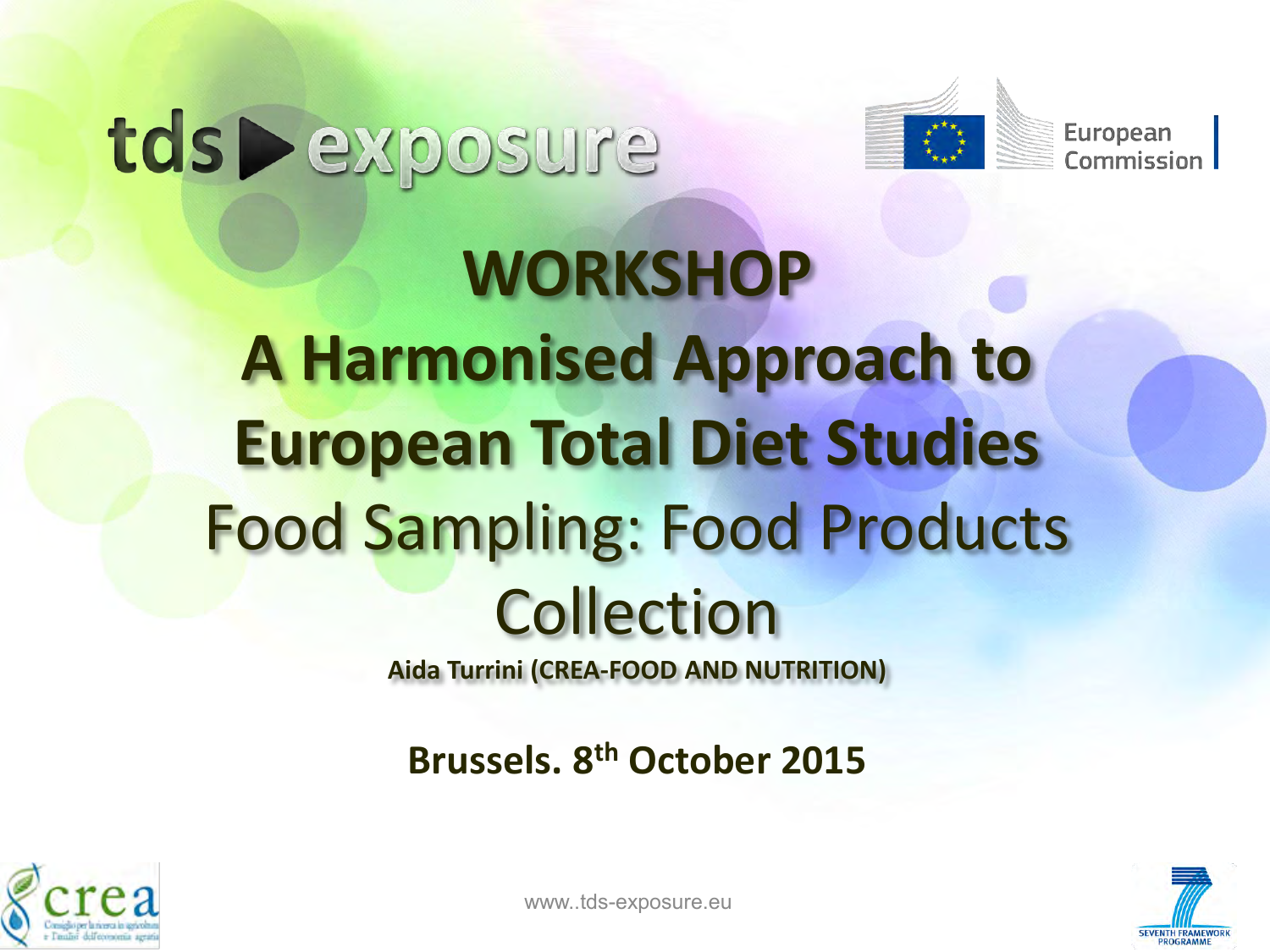tds▶exposure

European Commission

# WORKSHOP

# A Harmonised Approach to European Total Diet Studies

## Food Sampling: Food Products Collection

**Aida Turrini (CREA-FOOD AND NUTRITION)**

**Brussels. 8th October 2015**

www..tds-exposure.eu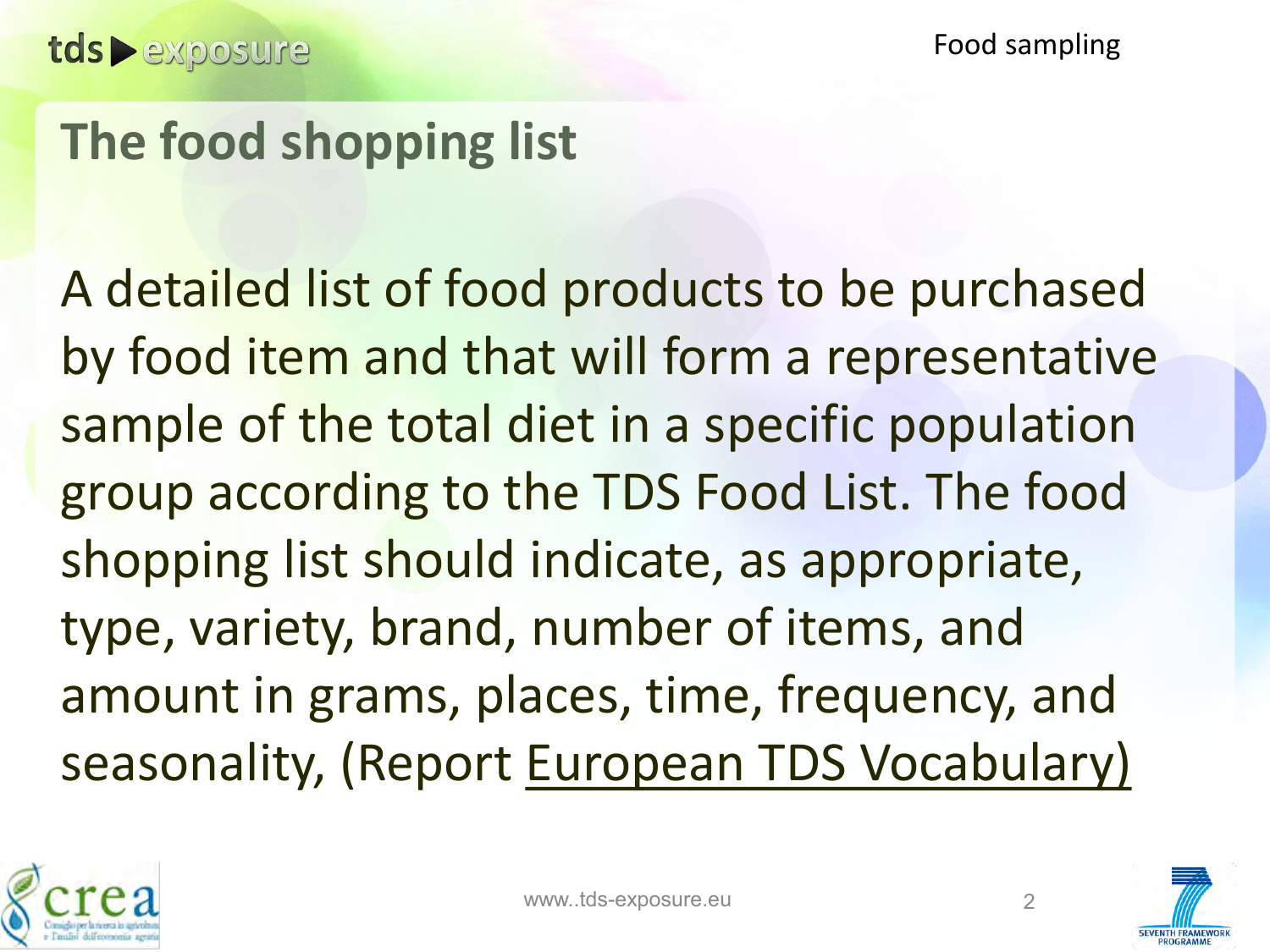## The food shopping list

A detailed list of food products to be purchased by food item and that will form a representative sample of the total diet in a specific population group according to the TDS Food List. The food shopping list should indicate, as appropriate, type, variety, brand, number of items, and amount in grams, places, time, frequency, and seasonality, (Report European TDS Vocabulary)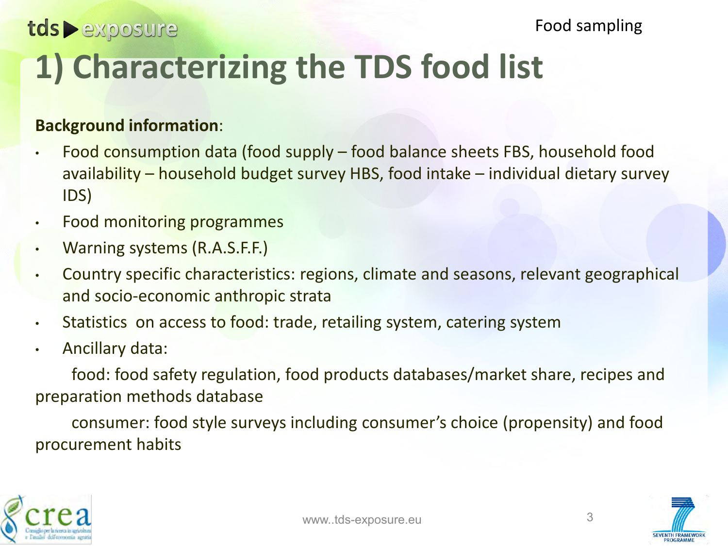# 1) Characterizing the TDS food list

**Background information**:

- Food consumption data (food supply – food balance sheets FBS, household food availability – household budget survey HBS, food intake – individual dietary survey IDS)
- Food monitoring programmes
- Warning systems (R.A.S.F.F.)
- Country specific characteristics: regions, climate and seasons, relevant geographical and socio-economic anthropic strata
- Statistics on access to food: trade, retailing system, catering system
- Ancillary data:

  food: food safety regulation, food products databases/market share, recipes and preparation methods database

  consumer: food style surveys including consumer's choice (propensity) and food procurement habits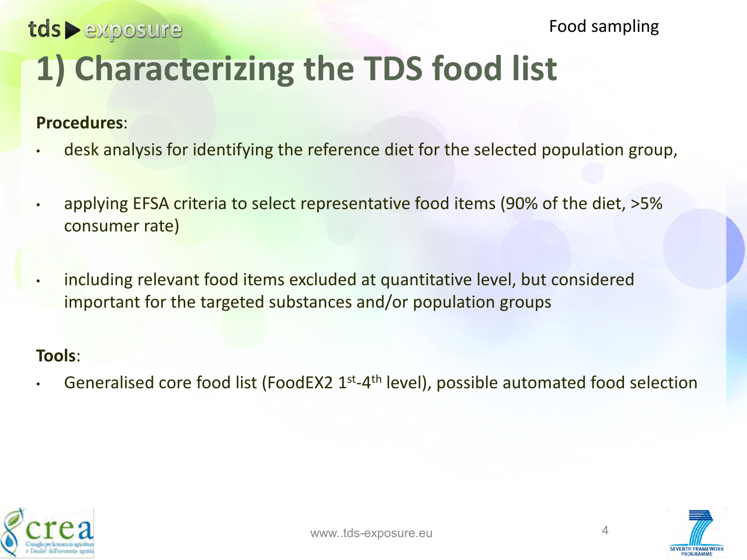Food sampling

# 1) Characterizing the TDS food list

**Procedures**:

- desk analysis for identifying the reference diet for the selected population group,
- applying EFSA criteria to select representative food items (90% of the diet, >5% consumer rate)
- including relevant food items excluded at quantitative level, but considered important for the targeted substances and/or population groups

**Tools**:

- Generalised core food list (FoodEX2 1st-4th level), possible automated food selection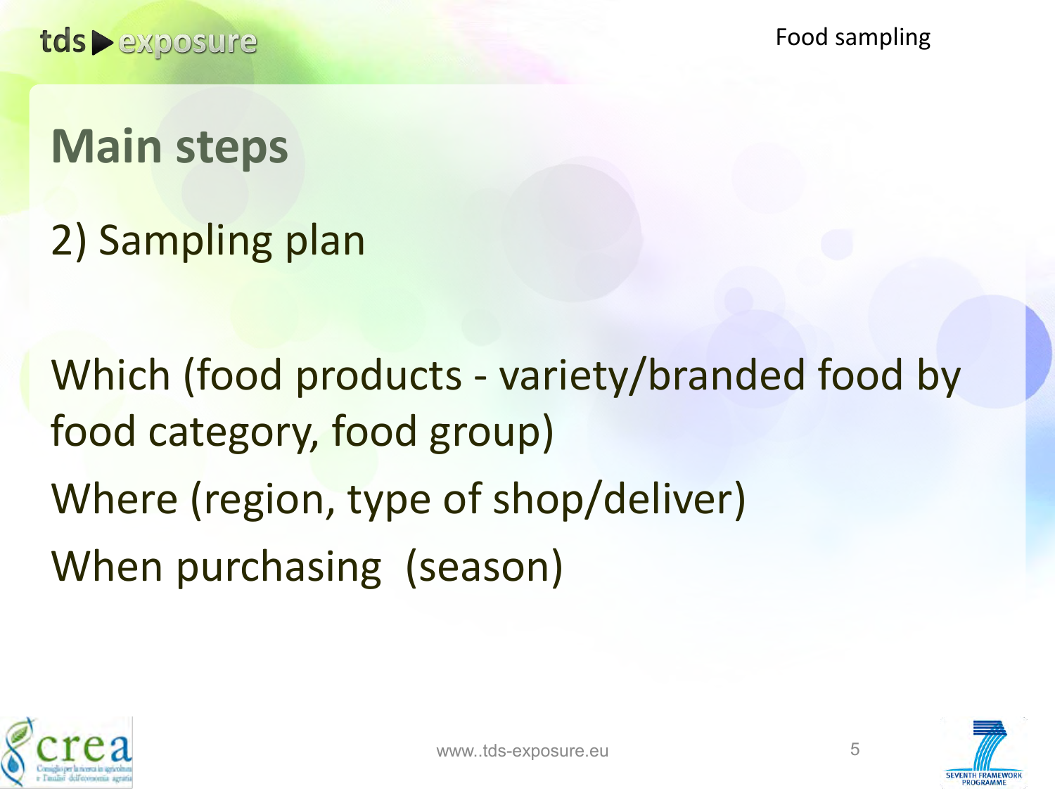## Main steps

2) Sampling plan

Which (food products - variety/branded food by food category, food group)

Where (region, type of shop/deliver)

When purchasing (season)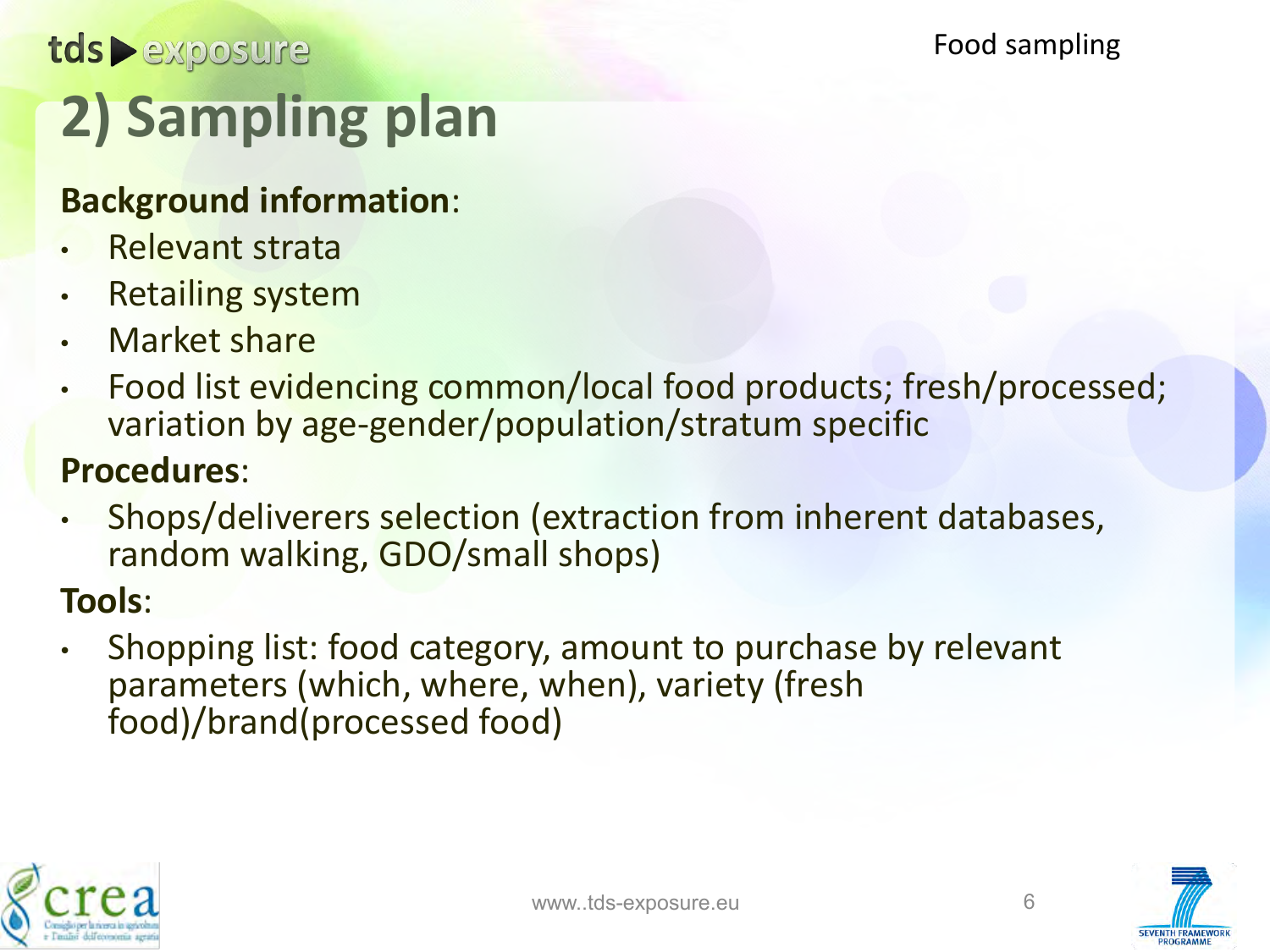# 2) Sampling plan

**Background information**:

- Relevant strata
- Retailing system
- Market share
- Food list evidencing common/local food products; fresh/processed; variation by age-gender/population/stratum specific

**Procedures**:

- Shops/deliverers selection (extraction from inherent databases, random walking, GDO/small shops)

**Tools**:

- Shopping list: food category, amount to purchase by relevant parameters (which, where, when), variety (fresh food)/brand(processed food)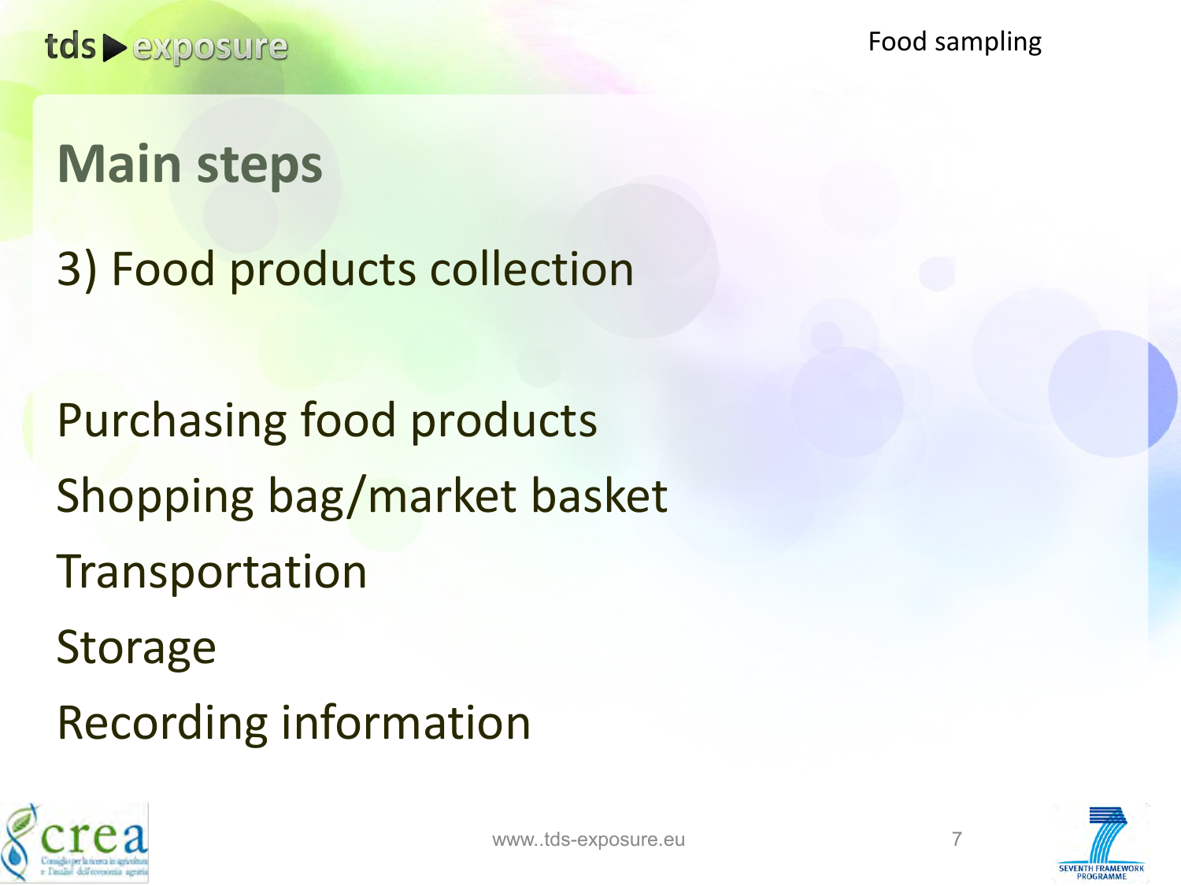# Main steps

## 3) Food products collection

Purchasing food products

Shopping bag/market basket

Transportation

Storage

Recording information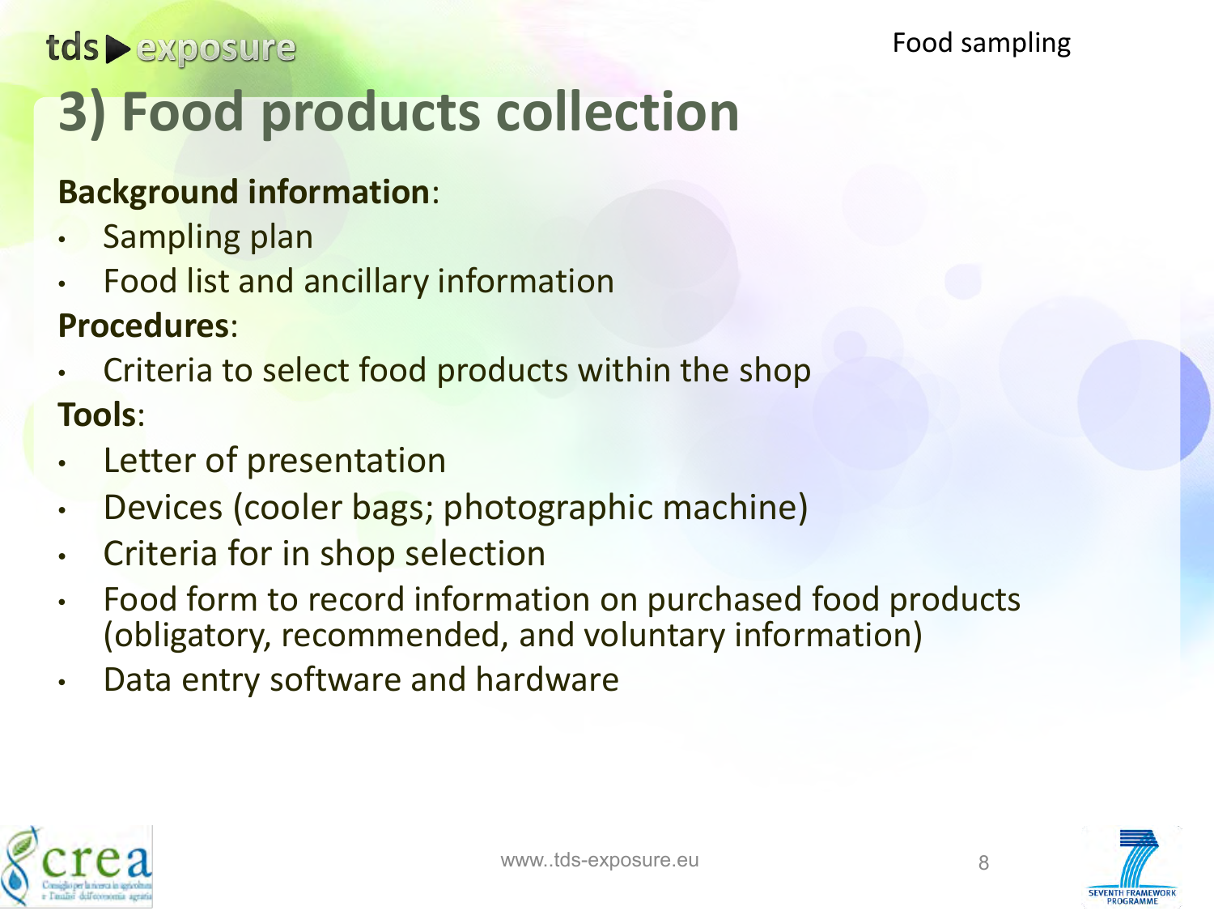# 3) Food products collection

**Background information**:

- Sampling plan
- Food list and ancillary information

**Procedures**:

- Criteria to select food products within the shop

**Tools**:

- Letter of presentation
- Devices (cooler bags; photographic machine)
- Criteria for in shop selection
- Food form to record information on purchased food products (obligatory, recommended, and voluntary information)
- Data entry software and hardware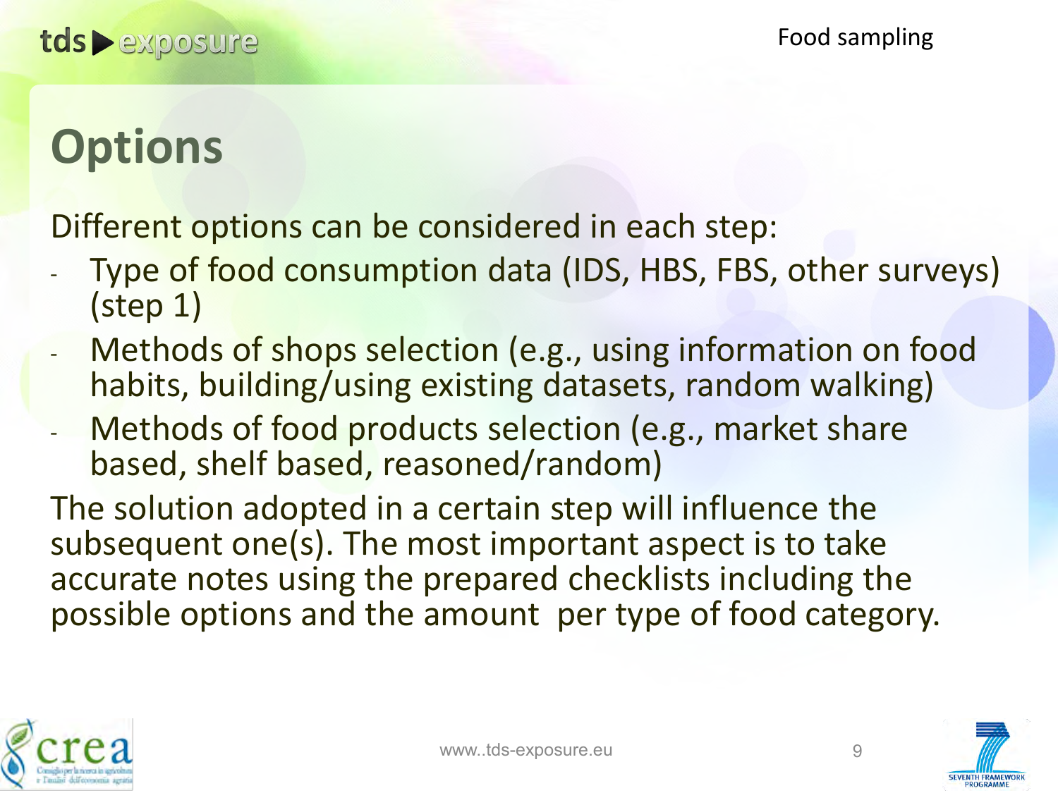# Options

Different options can be considered in each step:

- Type of food consumption data (IDS, HBS, FBS, other surveys) (step 1)
- Methods of shops selection (e.g., using information on food habits, building/using existing datasets, random walking)
- Methods of food products selection (e.g., market share based, shelf based, reasoned/random)

The solution adopted in a certain step will influence the subsequent one(s). The most important aspect is to take accurate notes using the prepared checklists including the possible options and the amount per type of food category.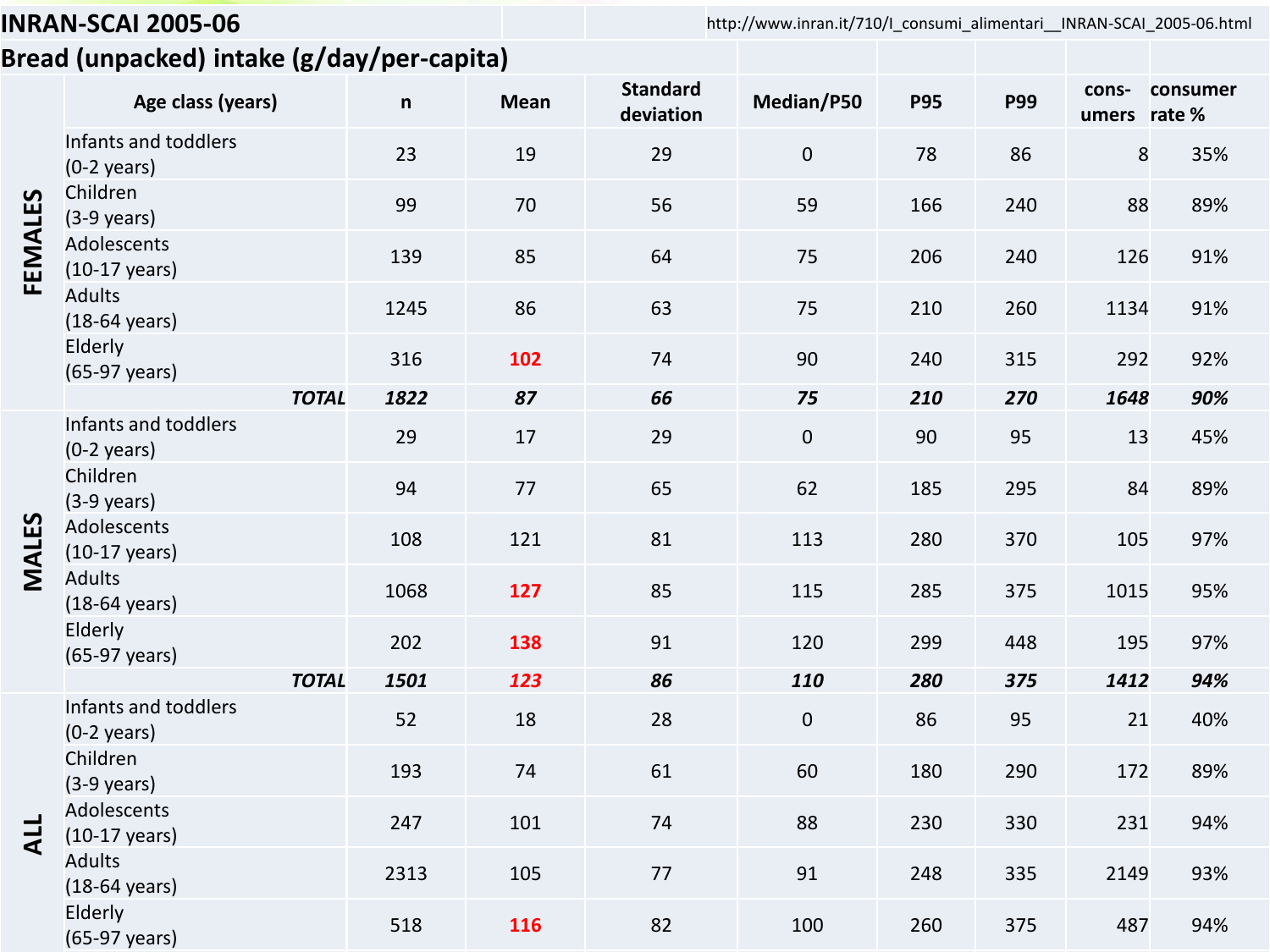**INRAN-SCAI 2005-06** http://www.inran.it/710/I_consumi_alimentari__INRAN-SCAI_2005-06.html

## Bread (unpacked) intake (g/day/per-capita)

| | Age class (years) | n | Mean | Standard deviation | Median/P50 | P95 | P99 | cons-umers | consumer rate % |
|---|---|---|---|---|---|---|---|---|---|
| FEMALES | Infants and toddlers (0-2 years) | 23 | 19 | 29 | 0 | 78 | 86 | 8 | 35% |
| | Children (3-9 years) | 99 | 70 | 56 | 59 | 166 | 240 | 88 | 89% |
| | Adolescents (10-17 years) | 139 | 85 | 64 | 75 | 206 | 240 | 126 | 91% |
| | Adults (18-64 years) | 1245 | 86 | 63 | 75 | 210 | 260 | 1134 | 91% |
| | Elderly (65-97 years) | 316 | 102 | 74 | 90 | 240 | 315 | 292 | 92% |
| | ***TOTAL*** | ***1822*** | ***87*** | ***66*** | ***75*** | ***210*** | ***270*** | ***1648*** | ***90%*** |
| MALES | Infants and toddlers (0-2 years) | 29 | 17 | 29 | 0 | 90 | 95 | 13 | 45% |
| | Children (3-9 years) | 94 | 77 | 65 | 62 | 185 | 295 | 84 | 89% |
| | Adolescents (10-17 years) | 108 | 121 | 81 | 113 | 280 | 370 | 105 | 97% |
| | Adults (18-64 years) | 1068 | 127 | 85 | 115 | 285 | 375 | 1015 | 95% |
| | Elderly (65-97 years) | 202 | 138 | 91 | 120 | 299 | 448 | 195 | 97% |
| | ***TOTAL*** | ***1501*** | ***123*** | ***86*** | ***110*** | ***280*** | ***375*** | ***1412*** | ***94%*** |
| ALL | Infants and toddlers (0-2 years) | 52 | 18 | 28 | 0 | 86 | 95 | 21 | 40% |
| | Children (3-9 years) | 193 | 74 | 61 | 60 | 180 | 290 | 172 | 89% |
| | Adolescents (10-17 years) | 247 | 101 | 74 | 88 | 230 | 330 | 231 | 94% |
| | Adults (18-64 years) | 2313 | 105 | 77 | 91 | 248 | 335 | 2149 | 93% |
| | Elderly (65-97 years) | 518 | 116 | 82 | 100 | 260 | 375 | 487 | 94% |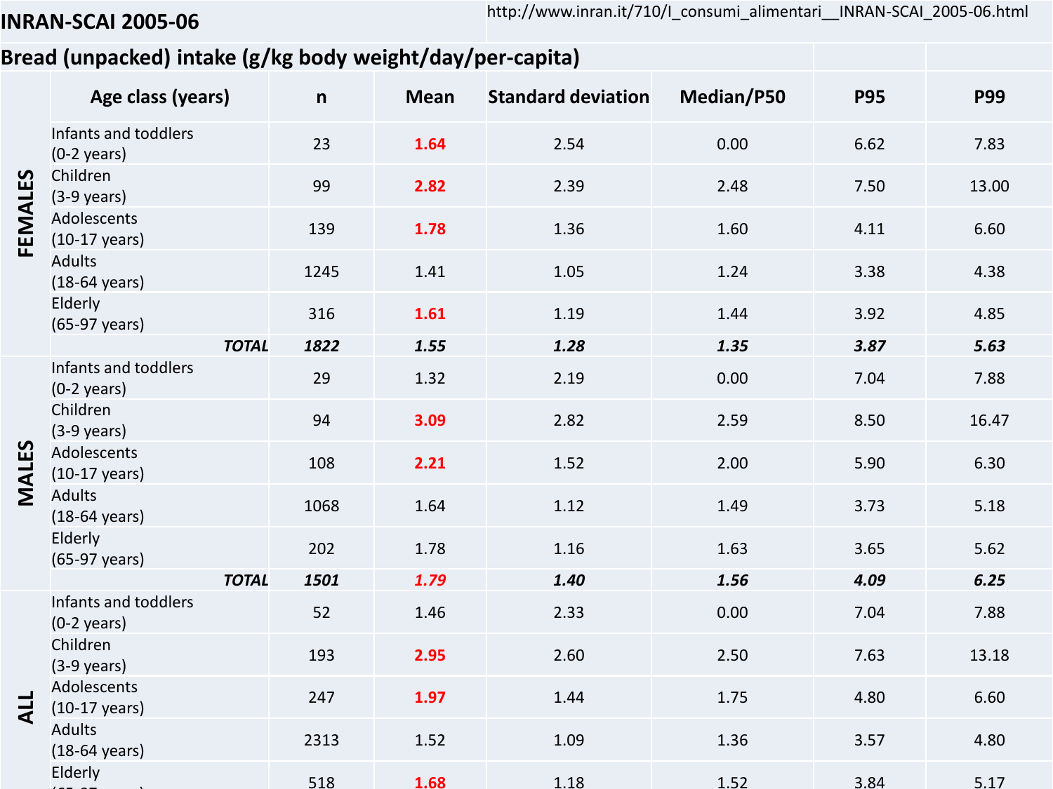**INRAN-SCAI 2005-06**

http://www.inran.it/710/I_consumi_alimentari__INRAN-SCAI_2005-06.html

**Bread (unpacked) intake (g/kg body weight/day/per-capita)**

| | Age class (years) | n | Mean | Standard deviation | Median/P50 | P95 | P99 |
|---|---|---|---|---|---|---|---|
| FEMALES | Infants and toddlers (0-2 years) | 23 | 1.64 | 2.54 | 0.00 | 6.62 | 7.83 |
| | Children (3-9 years) | 99 | 2.82 | 2.39 | 2.48 | 7.50 | 13.00 |
| | Adolescents (10-17 years) | 139 | 1.78 | 1.36 | 1.60 | 4.11 | 6.60 |
| | Adults (18-64 years) | 1245 | 1.41 | 1.05 | 1.24 | 3.38 | 4.38 |
| | Elderly (65-97 years) | 316 | 1.61 | 1.19 | 1.44 | 3.92 | 4.85 |
| | ***TOTAL*** | ***1822*** | ***1.55*** | ***1.28*** | ***1.35*** | ***3.87*** | ***5.63*** |
| MALES | Infants and toddlers (0-2 years) | 29 | 1.32 | 2.19 | 0.00 | 7.04 | 7.88 |
| | Children (3-9 years) | 94 | 3.09 | 2.82 | 2.59 | 8.50 | 16.47 |
| | Adolescents (10-17 years) | 108 | 2.21 | 1.52 | 2.00 | 5.90 | 6.30 |
| | Adults (18-64 years) | 1068 | 1.64 | 1.12 | 1.49 | 3.73 | 5.18 |
| | Elderly (65-97 years) | 202 | 1.78 | 1.16 | 1.63 | 3.65 | 5.62 |
| | ***TOTAL*** | ***1501*** | ***1.79*** | ***1.40*** | ***1.56*** | ***4.09*** | ***6.25*** |
| ALL | Infants and toddlers (0-2 years) | 52 | 1.46 | 2.33 | 0.00 | 7.04 | 7.88 |
| | Children (3-9 years) | 193 | 2.95 | 2.60 | 2.50 | 7.63 | 13.18 |
| | Adolescents (10-17 years) | 247 | 1.97 | 1.44 | 1.75 | 4.80 | 6.60 |
| | Adults (18-64 years) | 2313 | 1.52 | 1.09 | 1.36 | 3.57 | 4.80 |
| | Elderly (65-97 years) | 518 | 1.68 | 1.18 | 1.52 | 3.84 | 5.17 |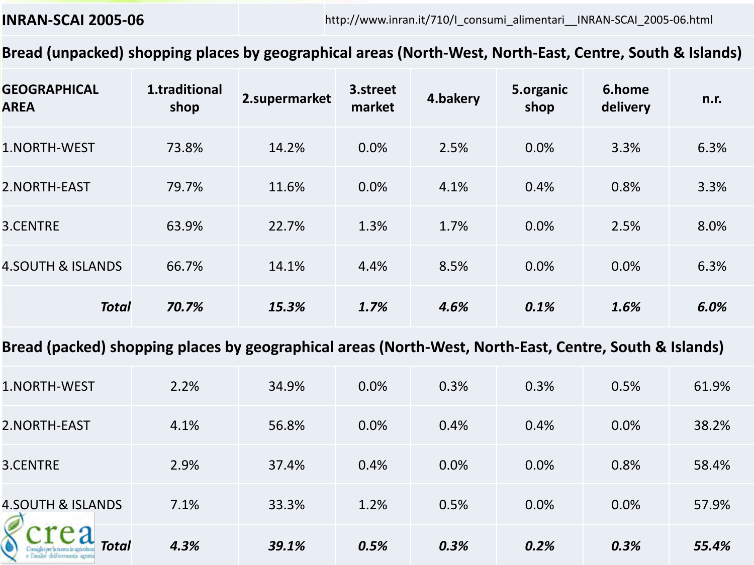**INRAN-SCAI 2005-06** http://www.inran.it/710/I_consumi_alimentari__INRAN-SCAI_2005-06.html

## Bread (unpacked) shopping places by geographical areas (North-West, North-East, Centre, South & Islands)

| GEOGRAPHICAL AREA | 1.traditional shop | 2.supermarket | 3.street market | 4.bakery | 5.organic shop | 6.home delivery | n.r. |
|---|---|---|---|---|---|---|---|
| 1.NORTH-WEST | 73.8% | 14.2% | 0.0% | 2.5% | 0.0% | 3.3% | 6.3% |
| 2.NORTH-EAST | 79.7% | 11.6% | 0.0% | 4.1% | 0.4% | 0.8% | 3.3% |
| 3.CENTRE | 63.9% | 22.7% | 1.3% | 1.7% | 0.0% | 2.5% | 8.0% |
| 4.SOUTH & ISLANDS | 66.7% | 14.1% | 4.4% | 8.5% | 0.0% | 0.0% | 6.3% |
| ***Total*** | ***70.7%*** | ***15.3%*** | ***1.7%*** | ***4.6%*** | ***0.1%*** | ***1.6%*** | ***6.0%*** |

## Bread (packed) shopping places by geographical areas (North-West, North-East, Centre, South & Islands)

| GEOGRAPHICAL AREA | 1.traditional shop | 2.supermarket | 3.street market | 4.bakery | 5.organic shop | 6.home delivery | n.r. |
|---|---|---|---|---|---|---|---|
| 1.NORTH-WEST | 2.2% | 34.9% | 0.0% | 0.3% | 0.3% | 0.5% | 61.9% |
| 2.NORTH-EAST | 4.1% | 56.8% | 0.0% | 0.4% | 0.4% | 0.0% | 38.2% |
| 3.CENTRE | 2.9% | 37.4% | 0.4% | 0.0% | 0.0% | 0.8% | 58.4% |
| 4.SOUTH & ISLANDS | 7.1% | 33.3% | 1.2% | 0.5% | 0.0% | 0.0% | 57.9% |
| ***Total*** | ***4.3%*** | ***39.1%*** | ***0.5%*** | ***0.3%*** | ***0.2%*** | ***0.3%*** | ***55.4%*** |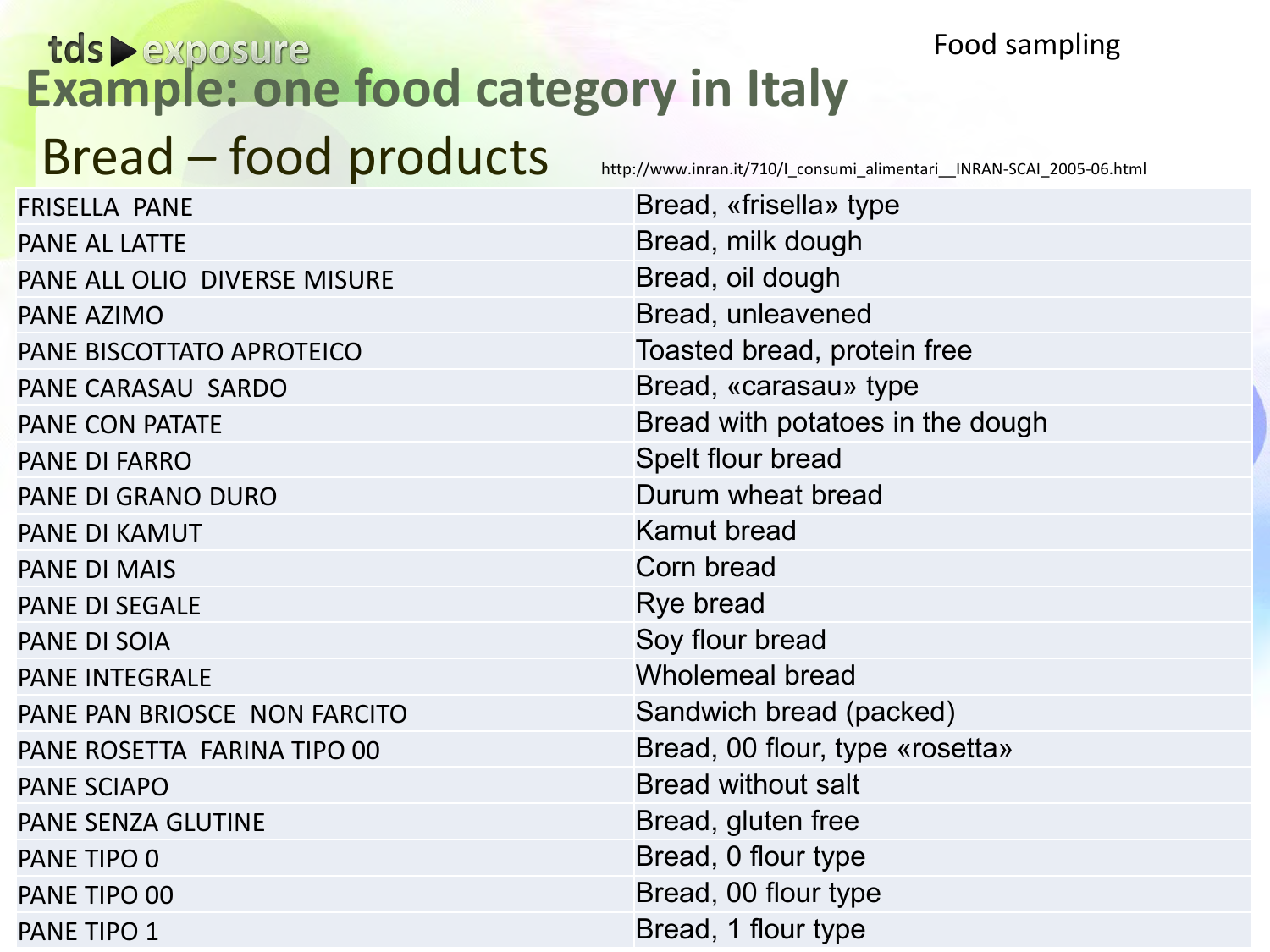tds ▶ exposure

Food sampling

# Example: one food category in Italy

## Bread – food products

http://www.inran.it/710/I_consumi_alimentari__INRAN-SCAI_2005-06.html

| | |
|---|---|
| FRISELLA PANE | Bread, «frisella» type |
| PANE AL LATTE | Bread, milk dough |
| PANE ALL OLIO DIVERSE MISURE | Bread, oil dough |
| PANE AZIMO | Bread, unleavened |
| PANE BISCOTTATO APROTEICO | Toasted bread, protein free |
| PANE CARASAU SARDO | Bread, «carasau» type |
| PANE CON PATATE | Bread with potatoes in the dough |
| PANE DI FARRO | Spelt flour bread |
| PANE DI GRANO DURO | Durum wheat bread |
| PANE DI KAMUT | Kamut bread |
| PANE DI MAIS | Corn bread |
| PANE DI SEGALE | Rye bread |
| PANE DI SOIA | Soy flour bread |
| PANE INTEGRALE | Wholemeal bread |
| PANE PAN BRIOSCE NON FARCITO | Sandwich bread (packed) |
| PANE ROSETTA FARINA TIPO 00 | Bread, 00 flour, type «rosetta» |
| PANE SCIAPO | Bread without salt |
| PANE SENZA GLUTINE | Bread, gluten free |
| PANE TIPO 0 | Bread, 0 flour type |
| PANE TIPO 00 | Bread, 00 flour type |
| PANE TIPO 1 | Bread, 1 flour type |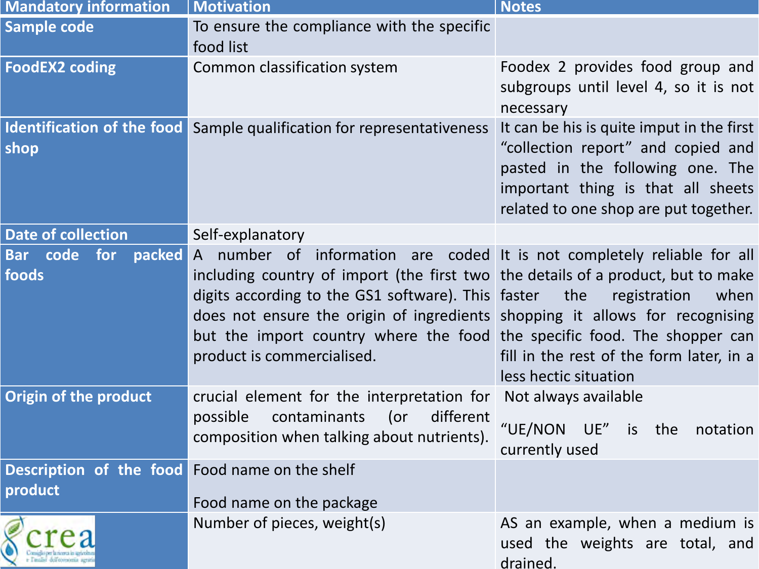| Mandatory information | Motivation | Notes |
|---|---|---|
| **Sample code** | To ensure the compliance with the specific food list | |
| **FoodEX2 coding** | Common classification system | Foodex 2 provides food group and subgroups until level 4, so it is not necessary |
| **Identification of the food shop** | Sample qualification for representativeness | It can be his is quite imput in the first “collection report” and copied and pasted in the following one. The important thing is that all sheets related to one shop are put together. |
| **Date of collection** | Self-explanatory | |
| **Bar code for packed foods** | A number of information are coded including country of import (the first two digits according to the GS1 software). This does not ensure the origin of ingredients but the import country where the food product is commercialised. | It is not completely reliable for all the details of a product, but to make faster the registration when shopping it allows for recognising the specific food. The shopper can fill in the rest of the form later, in a less hectic situation |
| **Origin of the product** | crucial element for the interpretation for possible contaminants (or different composition when talking about nutrients). | Not always available<br><br>“UE/NON UE” is the notation currently used |
| **Description of the food product** | Food name on the shelf<br><br>Food name on the package | |
| | Number of pieces, weight(s) | AS an example, when a medium is used the weights are total, and drained. |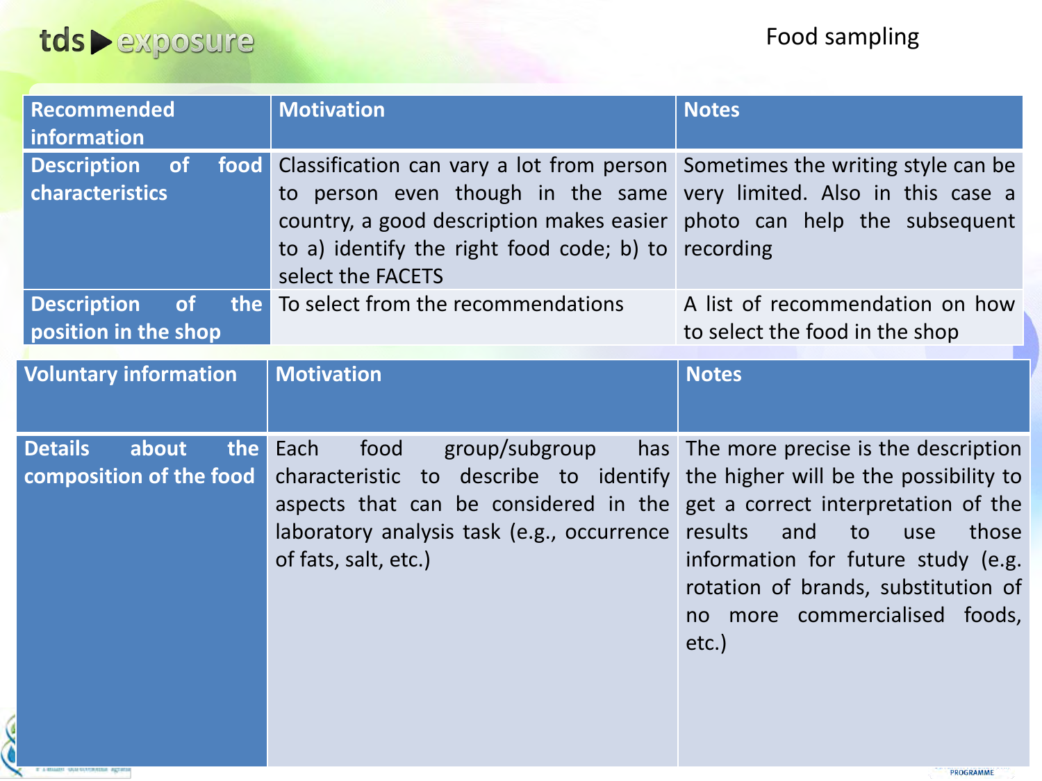# Food sampling

| Recommended information | Motivation | Notes |
|---|---|---|
| Description of food characteristics | Classification can vary a lot from person to person even though in the same country, a good description makes easier to a) identify the right food code; b) to select the FACETS | Sometimes the writing style can be very limited. Also in this case a photo can help the subsequent recording |
| Description of the position in the shop | To select from the recommendations | A list of recommendation on how to select the food in the shop |

| Voluntary information | Motivation | Notes |
|---|---|---|
| Details about the composition of the food | Each food group/subgroup has characteristic to describe to identify aspects that can be considered in the laboratory analysis task (e.g., occurrence of fats, salt, etc.) | The more precise is the description the higher will be the possibility to get a correct interpretation of the results and to use those information for future study (e.g. rotation of brands, substitution of no more commercialised foods, etc.) |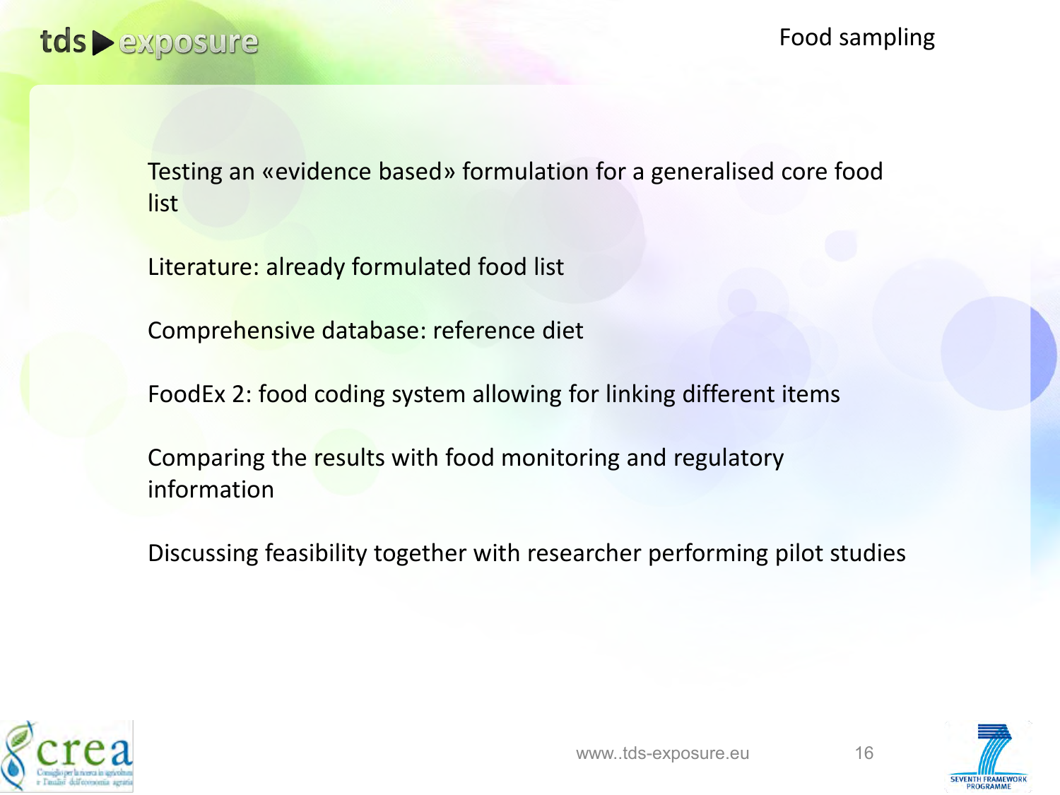# Food sampling

Testing an «evidence based» formulation for a generalised core food list

Literature: already formulated food list

Comprehensive database: reference diet

FoodEx 2: food coding system allowing for linking different items

Comparing the results with food monitoring and regulatory information

Discussing feasibility together with researcher performing pilot studies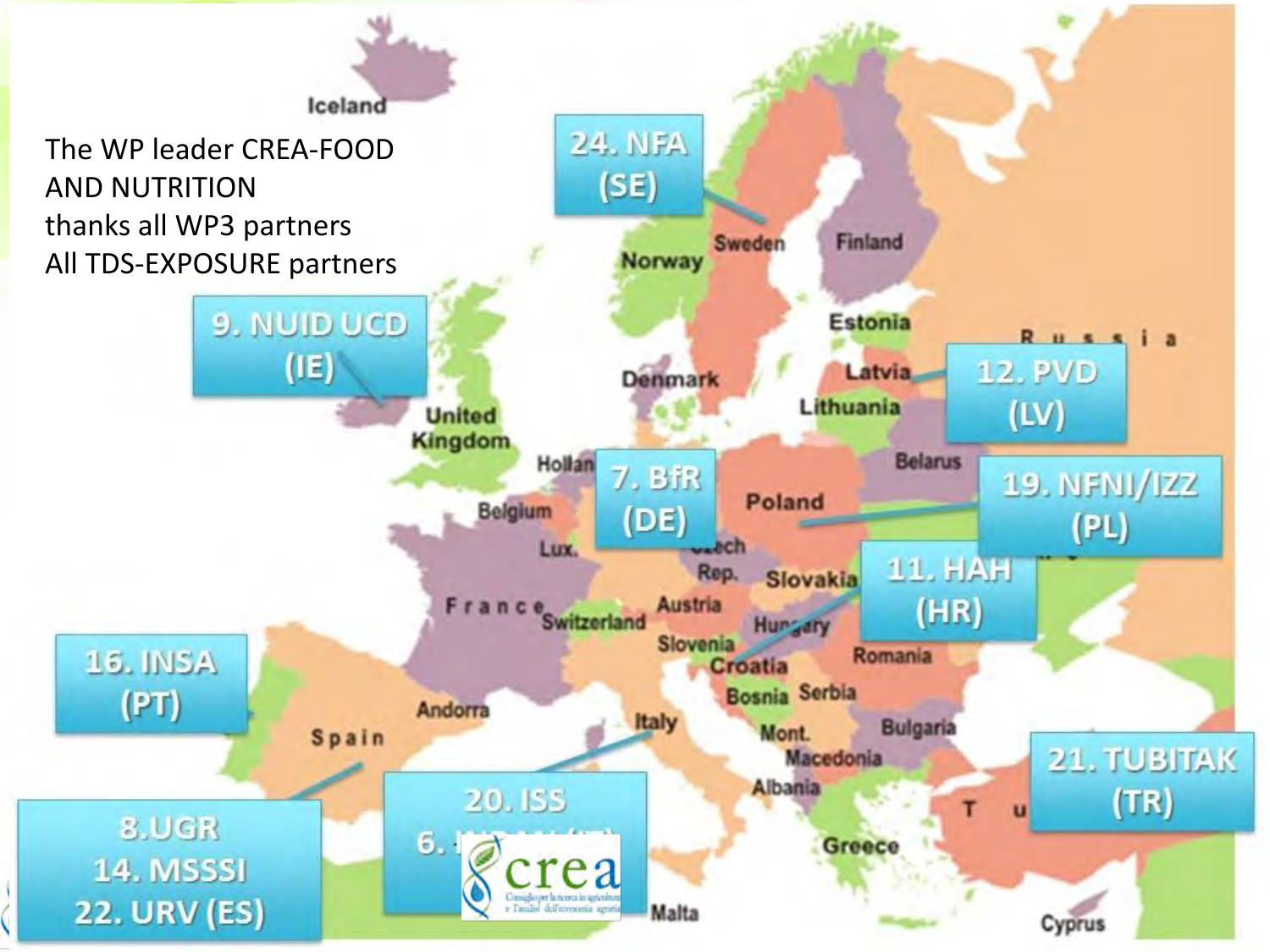The WP leader CREA-FOOD AND NUTRITION
thanks all WP3 partners
All TDS-EXPOSURE partners

24. NFA (SE)

9. NUID UCD (IE)

12. PVD (LV)

7. BfR (DE)

19. NFNI/IZZ (PL)

11. HAH (HR)

16. INSA (PT)

21. TUBITAK (TR)

8.UGR
14. MSSSI
22. URV (ES)

20. ISS
6.

Iceland
Norway
Sweden
Finland
Estonia
Latvia
Lithuania
Russia
Denmark
United Kingdom
Holland
Belgium
Lux.
Belarus
Poland
Czech Rep.
Slovakia
France
Switzerland
Austria
Hungary
Slovenia
Croatia
Romania
Bosnia
Serbia
Andorra
Spain
Italy
Mont.
Bulgaria
Macedonia
Albania
Greece
Malta
Cyprus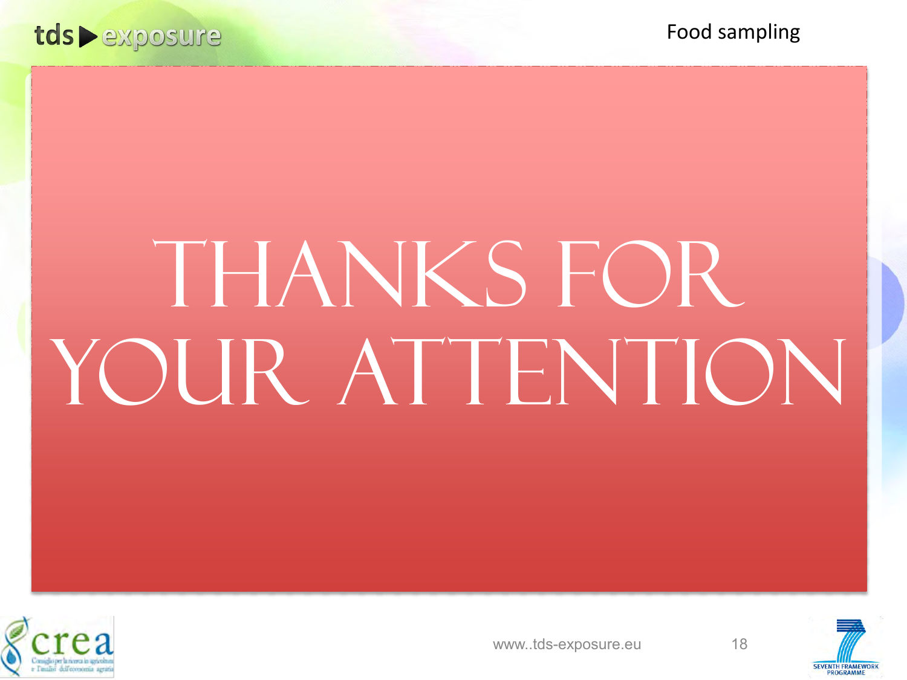# THANKS FOR YOUR ATTENTION